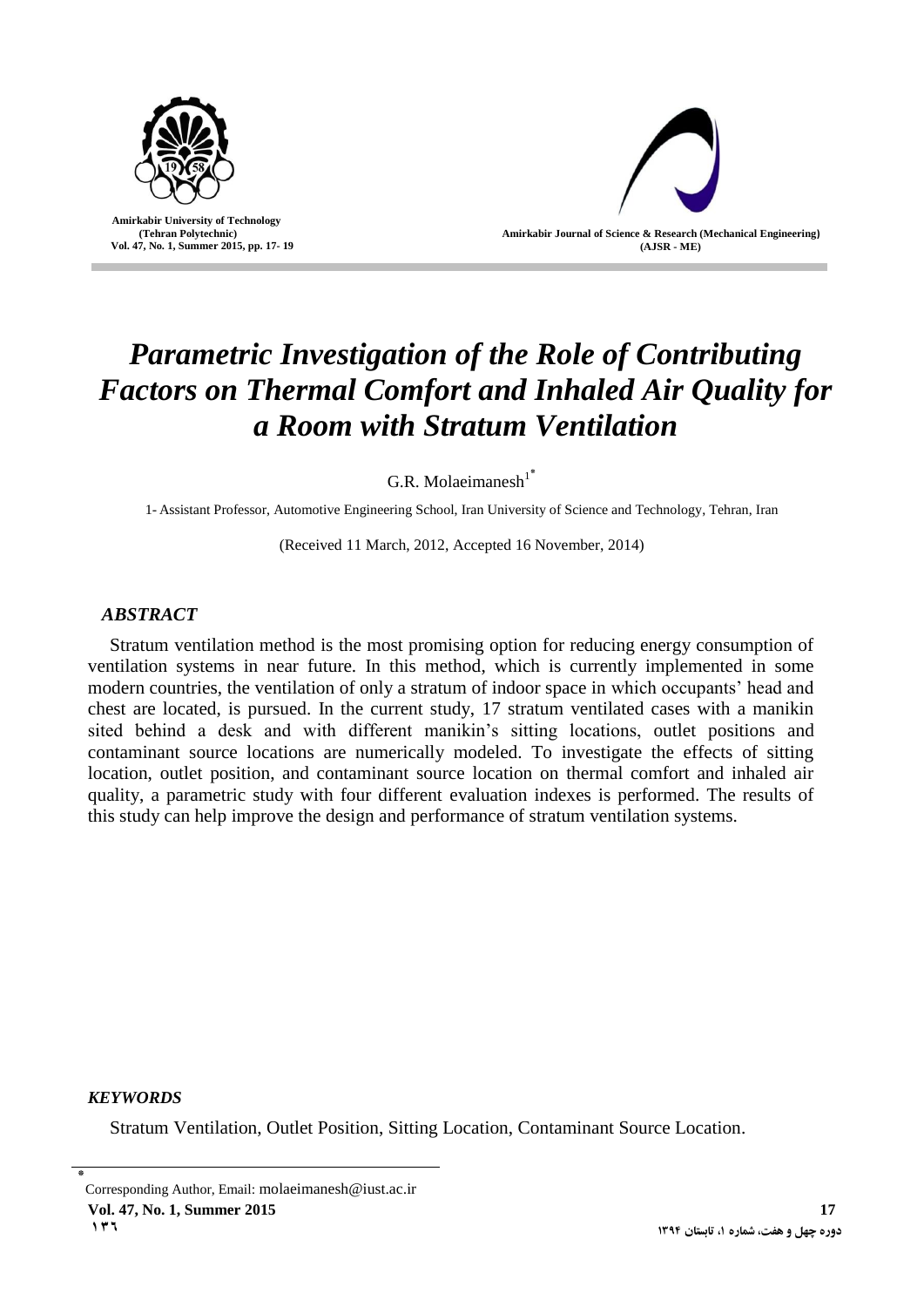# *Parametric Investigation of the Role of Contributing Factors on Thermal Comfort and Inhaled Air Quality for a Room with Stratum Ventilation*

G.R. Molaeimanesh[1*]

1- Assistant Professor, Automotive Engineering School, Iran University of Science and Technology, Tehran, Iran

(Received 11 March, 2012, Accepted 16 November, 2014)

## *ABSTRACT*

Stratum ventilation method is the most promising option for reducing energy consumption of ventilation systems in near future. In this method, which is currently implemented in some modern countries, the ventilation of only a stratum of indoor space in which occupants' head and chest are located, is pursued. In the current study, 17 stratum ventilated cases with a manikin sited behind a desk and with different manikin's sitting locations, outlet positions and contaminant source locations are numerically modeled. To investigate the effects of sitting location, outlet position, and contaminant source location on thermal comfort and inhaled air quality, a parametric study with four different evaluation indexes is performed. The results of this study can help improve the design and performance of stratum ventilation systems.

## *KEYWORDS*

Stratum Ventilation, Outlet Position, Sitting Location, Contaminant Source Location.

[*] Corresponding Author, Email: molaeimanesh@iust.ac.ir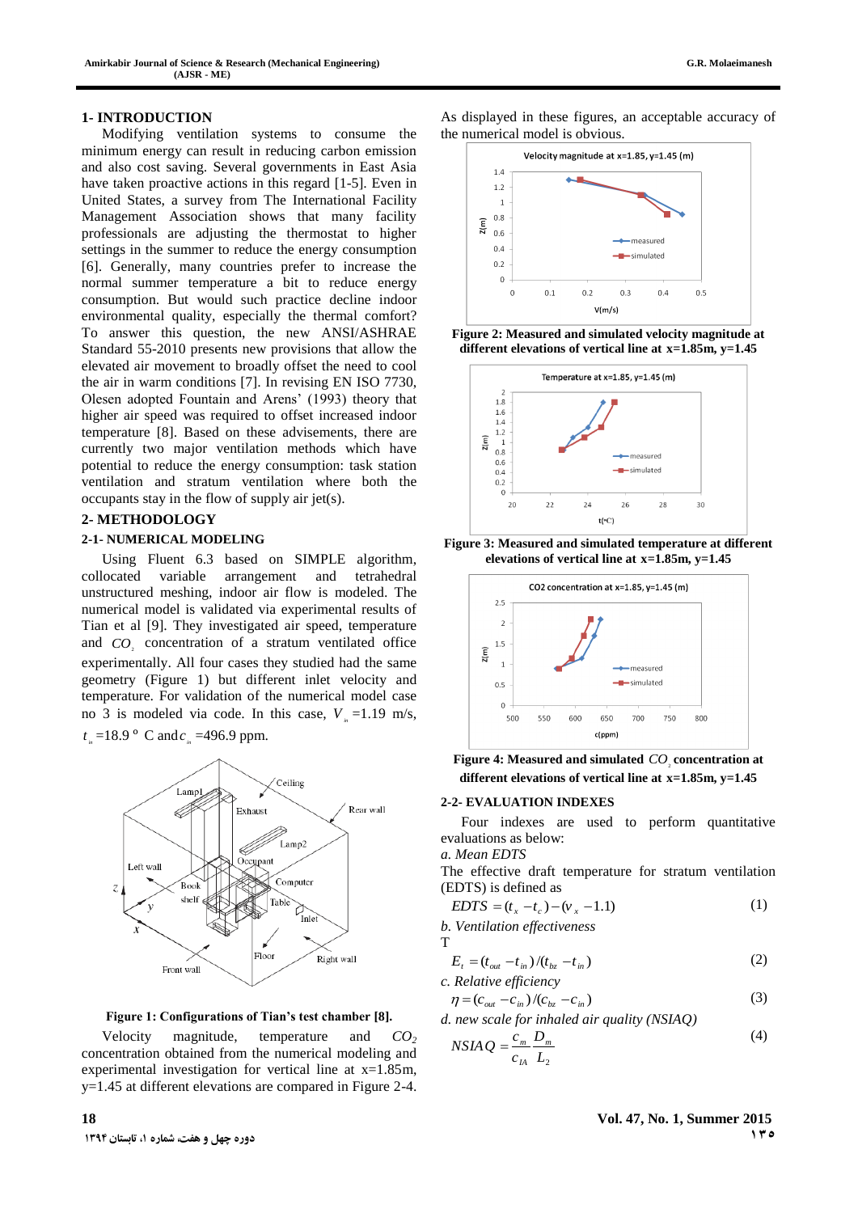## 1- INTRODUCTION

Modifying ventilation systems to consume the minimum energy can result in reducing carbon emission and also cost saving. Several governments in East Asia have taken proactive actions in this regard [1-5]. Even in United States, a survey from The International Facility Management Association shows that many facility professionals are adjusting the thermostat to higher settings in the summer to reduce the energy consumption [6]. Generally, many countries prefer to increase the normal summer temperature a bit to reduce energy consumption. But would such practice decline indoor environmental quality, especially the thermal comfort? To answer this question, the new ANSI/ASHRAE Standard 55-2010 presents new provisions that allow the elevated air movement to broadly offset the need to cool the air in warm conditions [7]. In revising EN ISO 7730, Olesen adopted Fountain and Arens' (1993) theory that higher air speed was required to offset increased indoor temperature [8]. Based on these advisements, there are currently two major ventilation methods which have potential to reduce the energy consumption: task station ventilation and stratum ventilation where both the occupants stay in the flow of supply air jet(s).

## 2- METHODOLOGY

### 2-1- NUMERICAL MODELING

Using Fluent 6.3 based on SIMPLE algorithm, collocated variable arrangement and tetrahedral unstructured meshing, indoor air flow is modeled. The numerical model is validated via experimental results of Tian et al [9]. They investigated air speed, temperature and $CO_2$ concentration of a stratum ventilated office experimentally. All four cases they studied had the same geometry (Figure 1) but different inlet velocity and temperature. For validation of the numerical model case no 3 is modeled via code. In this case, $V_{in}$ =1.19 m/s, $t_{in}$ =18.9 °C and $c_{in}$ =496.9 ppm.

**Figure 1: Configurations of Tian's test chamber [8].**

Velocity magnitude, temperature and $CO_2$ concentration obtained from the numerical modeling and experimental investigation for vertical line at x=1.85m, y=1.45 at different elevations are compared in Figure 2-4.

As displayed in these figures, an acceptable accuracy of the numerical model is obvious.

**Figure 2: Measured and simulated velocity magnitude at different elevations of vertical line at x=1.85m, y=1.45**

**Figure 3: Measured and simulated temperature at different elevations of vertical line at x=1.85m, y=1.45**

**Figure 4: Measured and simulated $CO_2$ concentration at different elevations of vertical line at x=1.85m, y=1.45**

### 2-2- EVALUATION INDEXES

Four indexes are used to perform quantitative evaluations as below:

*a. Mean EDTS*

The effective draft temperature for stratum ventilation (EDTS) is defined as

$$EDTS = (t_x - t_c) - (v_x - 1.1) \tag{1}$$

*b. Ventilation effectiveness*

T

$$E_t = (t_{out} - t_{in})/(t_{bz} - t_{in}) \tag{2}$$

*c. Relative efficiency*

$$\eta = (c_{out} - c_{in})/(c_{bz} - c_{in}) \tag{3}$$

*d. new scale for inhaled air quality (NSIAQ)*

$$NSIAQ = \frac{c_m}{c_{IA}} \frac{D_m}{L_2} \tag{4}$$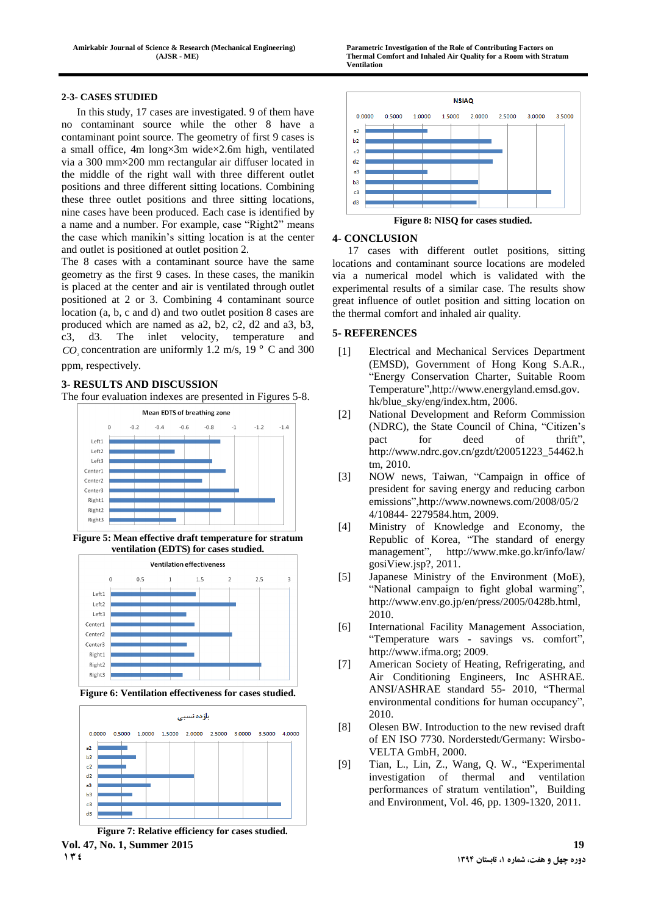## 2-3- CASES STUDIED

In this study, 17 cases are investigated. 9 of them have no contaminant source while the other 8 have a contaminant point source. The geometry of first 9 cases is a small office, 4m long×3m wide×2.6m high, ventilated via a 300 mm×200 mm rectangular air diffuser located in the middle of the right wall with three different outlet positions and three different sitting locations. Combining these three outlet positions and three sitting locations, nine cases have been produced. Each case is identified by a name and a number. For example, case "Right2" means the case which manikin's sitting location is at the center and outlet is positioned at outlet position 2.

The 8 cases with a contaminant source have the same geometry as the first 9 cases. In these cases, the manikin is placed at the center and air is ventilated through outlet positioned at 2 or 3. Combining 4 contaminant source location (a, b, c and d) and two outlet position 8 cases are produced which are named as a2, b2, c2, d2 and a3, b3, c3, d3. The inlet velocity, temperature and $CO_2$ concentration are uniformly 1.2 m/s, 19 $^o$ C and 300 ppm, respectively.

## 3- RESULTS AND DISCUSSION

The four evaluation indexes are presented in Figures 5-8.

Mean EDTS of breathing zone

0 -0.2 -0.4 -0.6 -0.8 -1 -1.2 -1.4

Left1 Left2 Left3 Center1 Center2 Center3 Right1 Right2 Right3

**Figure 5: Mean effective draft temperature for stratum ventilation (EDTS) for cases studied.**

Ventilation effectiveness

0 0.5 1 1.5 2 2.5 3

Left1 Left2 Left3 Center1 Center2 Center3 Right1 Right2 Right3

**Figure 6: Ventilation effectiveness for cases studied.**

بازده نسبی

0.0000 0.5000 1.0000 1.5000 2.0000 2.5000 3.0000 3.5000 4.0000

a2 b2 c2 d2 a3 b3 c3 d3

**Figure 7: Relative efficiency for cases studied.**

NSIAQ

0.0000 0.5000 1.0000 1.5000 2.0000 2.5000 3.0000 3.5000

a2 b2 c2 d2 a3 b3 c3 d3

**Figure 8: NISQ for cases studied.**

## 4- CONCLUSION

17 cases with different outlet positions, sitting locations and contaminant source locations are modeled via a numerical model which is validated with the experimental results of a similar case. The results show great influence of outlet position and sitting location on the thermal comfort and inhaled air quality.

## 5- REFERENCES

[1] Electrical and Mechanical Services Department (EMSD), Government of Hong Kong S.A.R., "Energy Conservation Charter, Suitable Room Temperature",http://www.energyland.emsd.gov.hk/blue_sky/eng/index.htm, 2006.

[2] National Development and Reform Commission (NDRC), the State Council of China, "Citizen's pact for deed of thrift", http://www.ndrc.gov.cn/gzdt/t20051223_54462.htm, 2010.

[3] NOW news, Taiwan, "Campaign in office of president for saving energy and reducing carbon emissions",http://www.nownews.com/2008/05/24/10844- 2279584.htm, 2009.

[4] Ministry of Knowledge and Economy, the Republic of Korea, "The standard of energy management", http://www.mke.go.kr/info/law/gosiView.jsp?, 2011.

[5] Japanese Ministry of the Environment (MoE), "National campaign to fight global warming", http://www.env.go.jp/en/press/2005/0428b.html, 2010.

[6] International Facility Management Association, "Temperature wars - savings vs. comfort", http://www.ifma.org; 2009.

[7] American Society of Heating, Refrigerating, and Air Conditioning Engineers, Inc ASHRAE. ANSI/ASHRAE standard 55- 2010, "Thermal environmental conditions for human occupancy", 2010.

[8] Olesen BW. Introduction to the new revised draft of EN ISO 7730. Norderstedt/Germany: Wirsbo-VELTA GmbH, 2000.

[9] Tian, L., Lin, Z., Wang, Q. W., "Experimental investigation of thermal and ventilation performances of stratum ventilation", Building and Environment, Vol. 46, pp. 1309-1320, 2011.